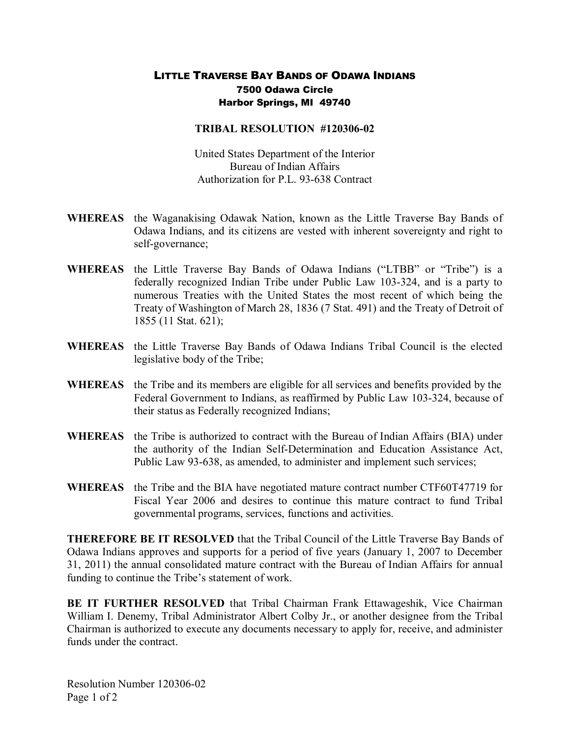# LITTLE TRAVERSE BAY BANDS OF ODAWA INDIANS

**7500 Odawa Circle**
**Harbor Springs, MI 49740**

## TRIBAL RESOLUTION #120306-02

United States Department of the Interior
Bureau of Indian Affairs
Authorization for P.L. 93-638 Contract

**WHEREAS** the Waganakising Odawak Nation, known as the Little Traverse Bay Bands of Odawa Indians, and its citizens are vested with inherent sovereignty and right to self-governance;

**WHEREAS** the Little Traverse Bay Bands of Odawa Indians ("LTBB" or "Tribe") is a federally recognized Indian Tribe under Public Law 103-324, and is a party to numerous Treaties with the United States the most recent of which being the Treaty of Washington of March 28, 1836 (7 Stat. 491) and the Treaty of Detroit of 1855 (11 Stat. 621);

**WHEREAS** the Little Traverse Bay Bands of Odawa Indians Tribal Council is the elected legislative body of the Tribe;

**WHEREAS** the Tribe and its members are eligible for all services and benefits provided by the Federal Government to Indians, as reaffirmed by Public Law 103-324, because of their status as Federally recognized Indians;

**WHEREAS** the Tribe is authorized to contract with the Bureau of Indian Affairs (BIA) under the authority of the Indian Self-Determination and Education Assistance Act, Public Law 93-638, as amended, to administer and implement such services;

**WHEREAS** the Tribe and the BIA have negotiated mature contract number CTF60T47719 for Fiscal Year 2006 and desires to continue this mature contract to fund Tribal governmental programs, services, functions and activities.

**THEREFORE BE IT RESOLVED** that the Tribal Council of the Little Traverse Bay Bands of Odawa Indians approves and supports for a period of five years (January 1, 2007 to December 31, 2011) the annual consolidated mature contract with the Bureau of Indian Affairs for annual funding to continue the Tribe's statement of work.

**BE IT FURTHER RESOLVED** that Tribal Chairman Frank Ettawageshik, Vice Chairman William I. Denemy, Tribal Administrator Albert Colby Jr., or another designee from the Tribal Chairman is authorized to execute any documents necessary to apply for, receive, and administer funds under the contract.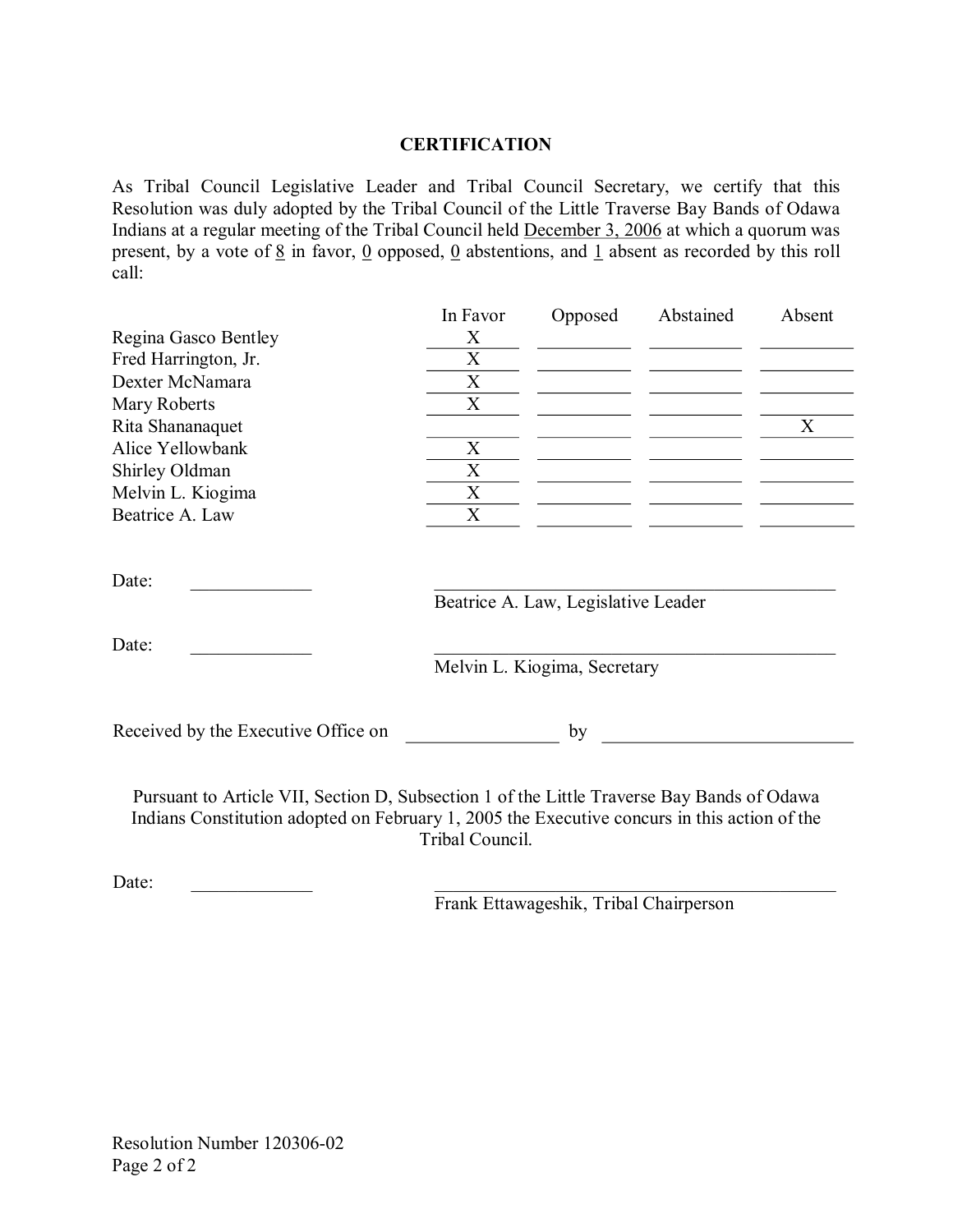## CERTIFICATION

As Tribal Council Legislative Leader and Tribal Council Secretary, we certify that this Resolution was duly adopted by the Tribal Council of the Little Traverse Bay Bands of Odawa Indians at a regular meeting of the Tribal Council held December 3, 2006 at which a quorum was present, by a vote of 8 in favor, 0 opposed, 0 abstentions, and 1 absent as recorded by this roll call:

| | In Favor | Opposed | Abstained | Absent |
|---|---|---|---|---|
| Regina Gasco Bentley | X | | | |
| Fred Harrington, Jr. | X | | | |
| Dexter McNamara | X | | | |
| Mary Roberts | X | | | |
| Rita Shananaquet | | | | X |
| Alice Yellowbank | X | | | |
| Shirley Oldman | X | | | |
| Melvin L. Kiogima | X | | | |
| Beatrice A. Law | X | | | |

Date: _____________ _______________________________________
Beatrice A. Law, Legislative Leader

Date: _____________ _______________________________________
Melvin L. Kiogima, Secretary

Received by the Executive Office on ________________ by ___________________________

Pursuant to Article VII, Section D, Subsection 1 of the Little Traverse Bay Bands of Odawa Indians Constitution adopted on February 1, 2005 the Executive concurs in this action of the Tribal Council.

Date: _____________ _______________________________________
Frank Ettawageshik, Tribal Chairperson

Resolution Number 120306-02